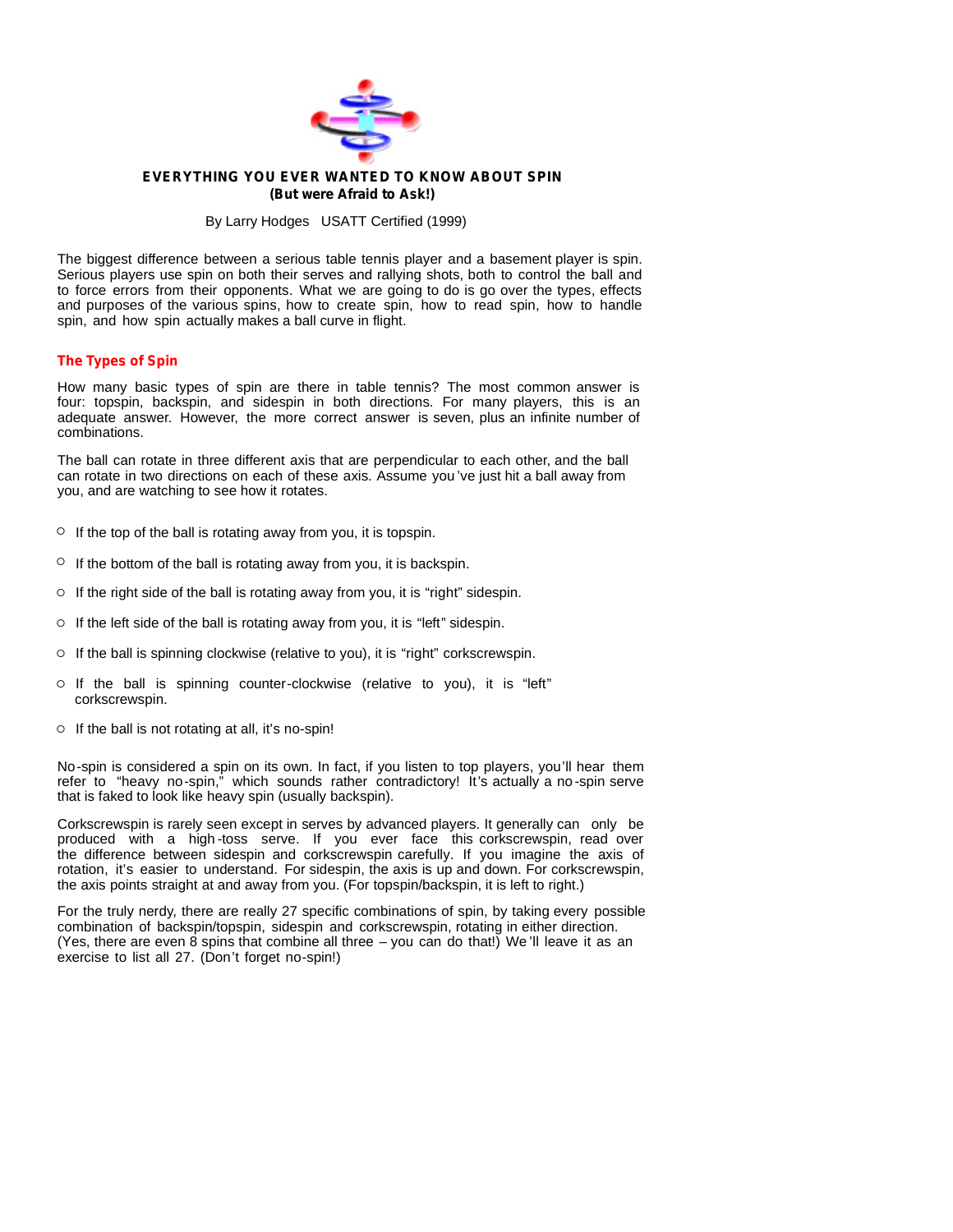# EVERYTHING YOU EVER WANTED TO KNOW ABOUT SPIN
**(But were Afraid to Ask!)**

By Larry Hodges USATT Certified (1999)

The biggest difference between a serious table tennis player and a basement player is spin. Serious players use spin on both their serves and rallying shots, both to control the ball and to force errors from their opponents. What we are going to do is go over the types, effects and purposes of the various spins, how to create spin, how to read spin, how to handle spin, and how spin actually makes a ball curve in flight.

## The Types of Spin

How many basic types of spin are there in table tennis? The most common answer is four: topspin, backspin, and sidespin in both directions. For many players, this is an adequate answer. However, the more correct answer is seven, plus an infinite number of combinations.

The ball can rotate in three different axis that are perpendicular to each other, and the ball can rotate in two directions on each of these axis. Assume you've just hit a ball away from you, and are watching to see how it rotates.

- If the top of the ball is rotating away from you, it is topspin.
- If the bottom of the ball is rotating away from you, it is backspin.
- If the right side of the ball is rotating away from you, it is "right" sidespin.
- If the left side of the ball is rotating away from you, it is "left" sidespin.
- If the ball is spinning clockwise (relative to you), it is "right" corkscrewspin.
- If the ball is spinning counter-clockwise (relative to you), it is "left" corkscrewspin.
- If the ball is not rotating at all, it's no-spin!

No-spin is considered a spin on its own. In fact, if you listen to top players, you'll hear them refer to "heavy no-spin," which sounds rather contradictory! It's actually a no-spin serve that is faked to look like heavy spin (usually backspin).

Corkscrewspin is rarely seen except in serves by advanced players. It generally can only be produced with a high-toss serve. If you ever face this corkscrewspin, read over the difference between sidespin and corkscrewspin carefully. If you imagine the axis of rotation, it's easier to understand. For sidespin, the axis is up and down. For corkscrewspin, the axis points straight at and away from you. (For topspin/backspin, it is left to right.)

For the truly nerdy, there are really 27 specific combinations of spin, by taking every possible combination of backspin/topspin, sidespin and corkscrewspin, rotating in either direction. (Yes, there are even 8 spins that combine all three – you can do that!) We'll leave it as an exercise to list all 27. (Don't forget no-spin!)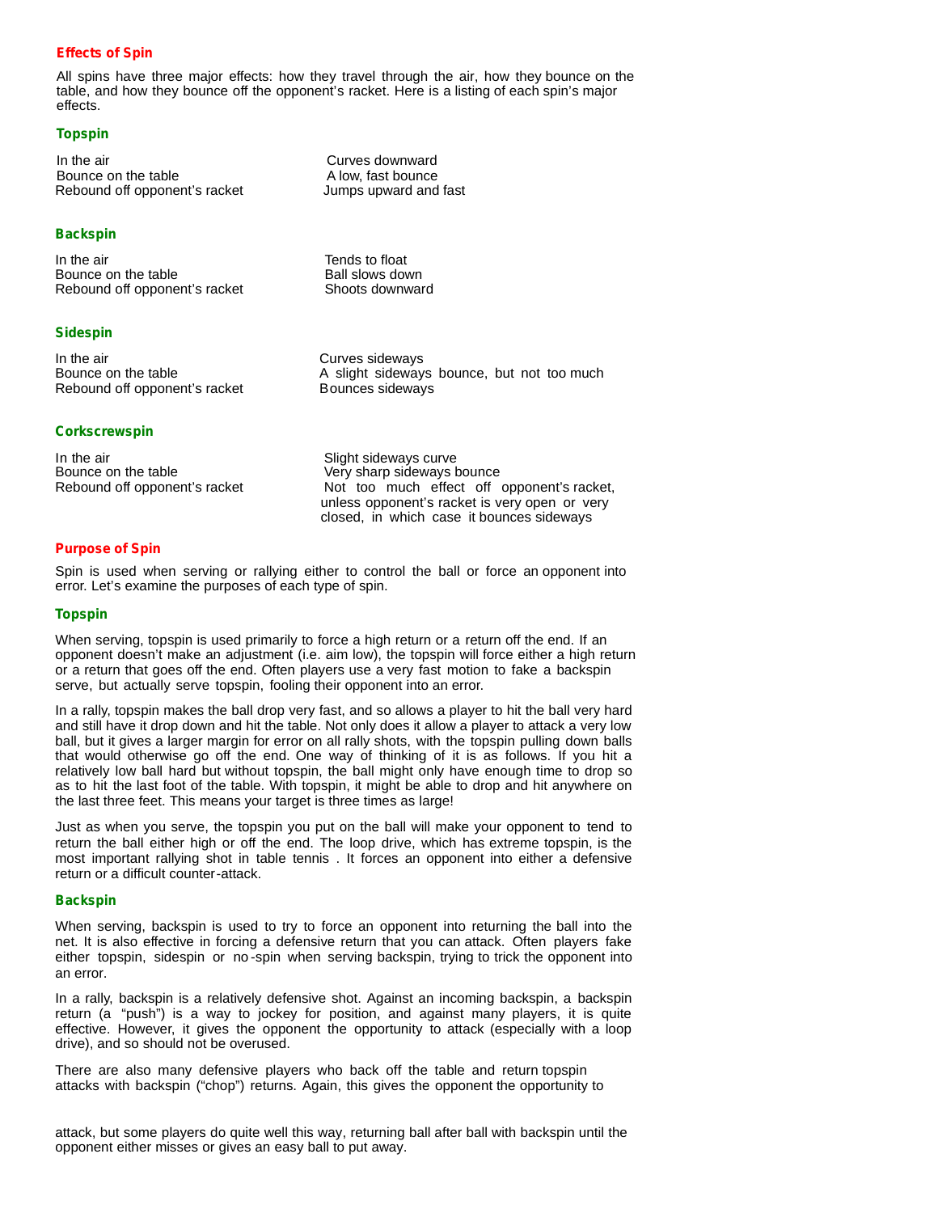## Effects of Spin

All spins have three major effects: how they travel through the air, how they bounce on the table, and how they bounce off the opponent's racket. Here is a listing of each spin's major effects.

### Topspin

| | |
|---|---|
| In the air | Curves downward |
| Bounce on the table | A low, fast bounce |
| Rebound off opponent's racket | Jumps upward and fast |

### Backspin

| | |
|---|---|
| In the air | Tends to float |
| Bounce on the table | Ball slows down |
| Rebound off opponent's racket | Shoots downward |

### Sidespin

| | |
|---|---|
| In the air | Curves sideways |
| Bounce on the table | A slight sideways bounce, but not too much |
| Rebound off opponent's racket | Bounces sideways |

### Corkscrewspin

| | |
|---|---|
| In the air | Slight sideways curve |
| Bounce on the table | Very sharp sideways bounce |
| Rebound off opponent's racket | Not too much effect off opponent's racket, unless opponent's racket is very open or very closed, in which case it bounces sideways |

## Purpose of Spin

Spin is used when serving or rallying either to control the ball or force an opponent into error. Let's examine the purposes of each type of spin.

### Topspin

When serving, topspin is used primarily to force a high return or a return off the end. If an opponent doesn't make an adjustment (i.e. aim low), the topspin will force either a high return or a return that goes off the end. Often players use a very fast motion to fake a backspin serve, but actually serve topspin, fooling their opponent into an error.

In a rally, topspin makes the ball drop very fast, and so allows a player to hit the ball very hard and still have it drop down and hit the table. Not only does it allow a player to attack a very low ball, but it gives a larger margin for error on all rally shots, with the topspin pulling down balls that would otherwise go off the end. One way of thinking of it is as follows. If you hit a relatively low ball hard but without topspin, the ball might only have enough time to drop so as to hit the last foot of the table. With topspin, it might be able to drop and hit anywhere on the last three feet. This means your target is three times as large!

Just as when you serve, the topspin you put on the ball will make your opponent to tend to return the ball either high or off the end. The loop drive, which has extreme topspin, is the most important rallying shot in table tennis . It forces an opponent into either a defensive return or a difficult counter-attack.

### Backspin

When serving, backspin is used to try to force an opponent into returning the ball into the net. It is also effective in forcing a defensive return that you can attack. Often players fake either topspin, sidespin or no-spin when serving backspin, trying to trick the opponent into an error.

In a rally, backspin is a relatively defensive shot. Against an incoming backspin, a backspin return (a "push") is a way to jockey for position, and against many players, it is quite effective. However, it gives the opponent the opportunity to attack (especially with a loop drive), and so should not be overused.

There are also many defensive players who back off the table and return topspin attacks with backspin ("chop") returns. Again, this gives the opponent the opportunity to attack, but some players do quite well this way, returning ball after ball with backspin until the opponent either misses or gives an easy ball to put away.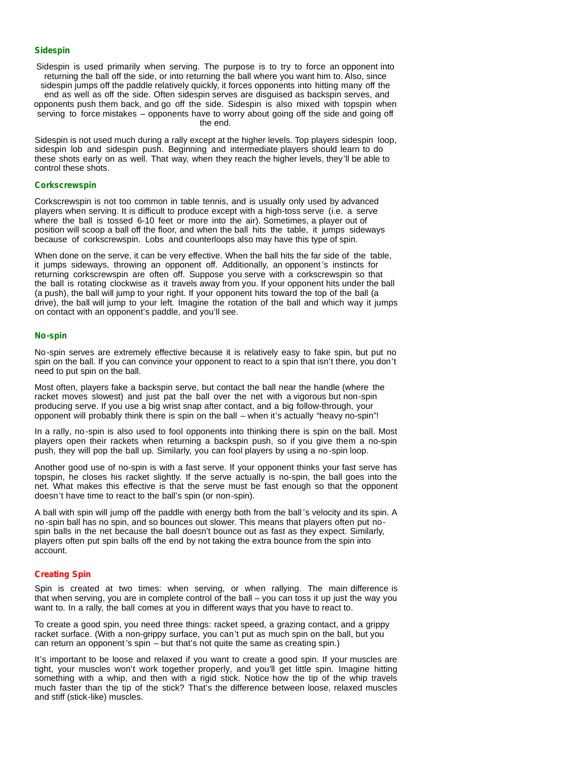### Sidespin

Sidespin is used primarily when serving. The purpose is to try to force an opponent into returning the ball off the side, or into returning the ball where you want him to. Also, since sidespin jumps off the paddle relatively quickly, it forces opponents into hitting many off the end as well as off the side. Often sidespin serves are disguised as backspin serves, and opponents push them back, and go off the side. Sidespin is also mixed with topspin when serving to force mistakes – opponents have to worry about going off the side and going off the end.

Sidespin is not used much during a rally except at the higher levels. Top players sidespin loop, sidespin lob and sidespin push. Beginning and intermediate players should learn to do these shots early on as well. That way, when they reach the higher levels, they'll be able to control these shots.

### Corkscrewspin

Corkscrewspin is not too common in table tennis, and is usually only used by advanced players when serving. It is difficult to produce except with a high-toss serve (i.e. a serve where the ball is tossed 6-10 feet or more into the air). Sometimes, a player out of position will scoop a ball off the floor, and when the ball hits the table, it jumps sideways because of corkscrewspin. Lobs and counterloops also may have this type of spin.

When done on the serve, it can be very effective. When the ball hits the far side of the table, it jumps sideways, throwing an opponent off. Additionally, an opponent's instincts for returning corkscrewspin are often off. Suppose you serve with a corkscrewspin so that the ball is rotating clockwise as it travels away from you. If your opponent hits under the ball (a push), the ball will jump to your right. If your opponent hits toward the top of the ball (a drive), the ball will jump to your left. Imagine the rotation of the ball and which way it jumps on contact with an opponent's paddle, and you'll see.

### No-spin

No-spin serves are extremely effective because it is relatively easy to fake spin, but put no spin on the ball. If you can convince your opponent to react to a spin that isn't there, you don't need to put spin on the ball.

Most often, players fake a backspin serve, but contact the ball near the handle (where the racket moves slowest) and just pat the ball over the net with a vigorous but non-spin producing serve. If you use a big wrist snap after contact, and a big follow-through, your opponent will probably think there is spin on the ball – when it's actually "heavy no-spin"!

In a rally, no-spin is also used to fool opponents into thinking there is spin on the ball. Most players open their rackets when returning a backspin push, so if you give them a no-spin push, they will pop the ball up. Similarly, you can fool players by using a no-spin loop.

Another good use of no-spin is with a fast serve. If your opponent thinks your fast serve has topspin, he closes his racket slightly. If the serve actually is no-spin, the ball goes into the net. What makes this effective is that the serve must be fast enough so that the opponent doesn't have time to react to the ball's spin (or non-spin).

A ball with spin will jump off the paddle with energy both from the ball's velocity and its spin. A no-spin ball has no spin, and so bounces out slower. This means that players often put no-spin balls in the net because the ball doesn't bounce out as fast as they expect. Similarly, players often put spin balls off the end by not taking the extra bounce from the spin into account.

### Creating Spin

Spin is created at two times: when serving, or when rallying. The main difference is that when serving, you are in complete control of the ball – you can toss it up just the way you want to. In a rally, the ball comes at you in different ways that you have to react to.

To create a good spin, you need three things: racket speed, a grazing contact, and a grippy racket surface. (With a non-grippy surface, you can't put as much spin on the ball, but you can return an opponent's spin – but that's not quite the same as creating spin.)

It's important to be loose and relaxed if you want to create a good spin. If your muscles are tight, your muscles won't work together properly, and you'll get little spin. Imagine hitting something with a whip, and then with a rigid stick. Notice how the tip of the whip travels much faster than the tip of the stick? That's the difference between loose, relaxed muscles and stiff (stick-like) muscles.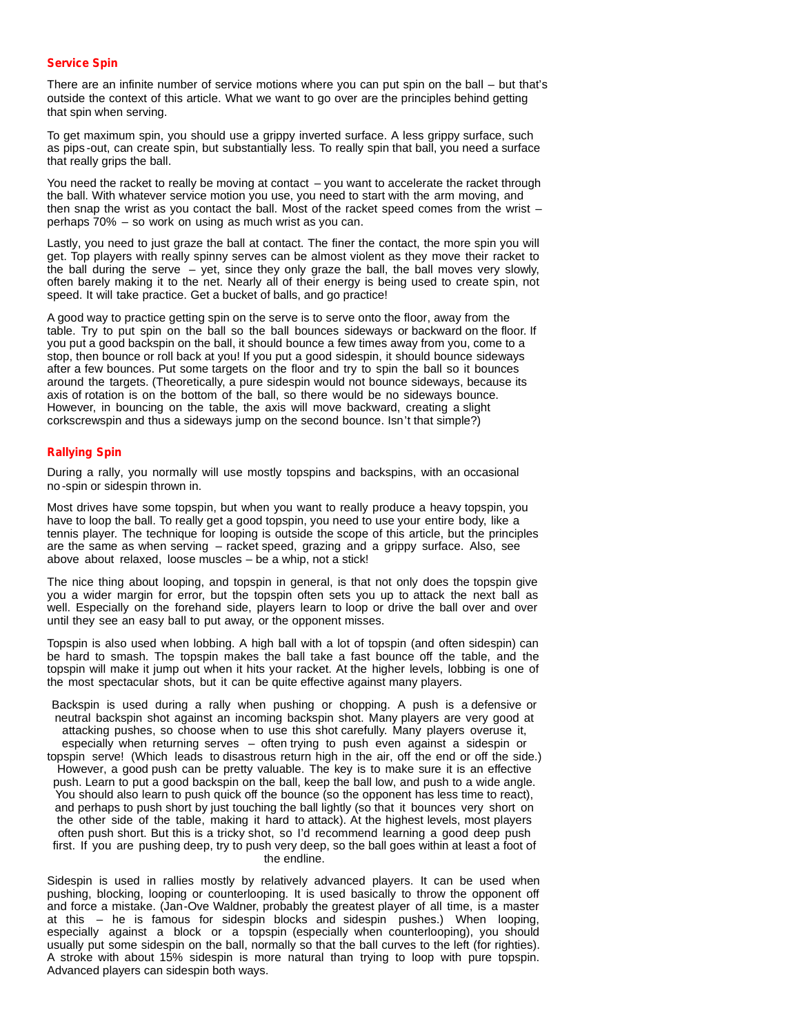### Service Spin

There are an infinite number of service motions where you can put spin on the ball – but that's outside the context of this article. What we want to go over are the principles behind getting that spin when serving.

To get maximum spin, you should use a grippy inverted surface. A less grippy surface, such as pips-out, can create spin, but substantially less. To really spin that ball, you need a surface that really grips the ball.

You need the racket to really be moving at contact – you want to accelerate the racket through the ball. With whatever service motion you use, you need to start with the arm moving, and then snap the wrist as you contact the ball. Most of the racket speed comes from the wrist – perhaps 70% – so work on using as much wrist as you can.

Lastly, you need to just graze the ball at contact. The finer the contact, the more spin you will get. Top players with really spinny serves can be almost violent as they move their racket to the ball during the serve – yet, since they only graze the ball, the ball moves very slowly, often barely making it to the net. Nearly all of their energy is being used to create spin, not speed. It will take practice. Get a bucket of balls, and go practice!

A good way to practice getting spin on the serve is to serve onto the floor, away from the table. Try to put spin on the ball so the ball bounces sideways or backward on the floor. If you put a good backspin on the ball, it should bounce a few times away from you, come to a stop, then bounce or roll back at you! If you put a good sidespin, it should bounce sideways after a few bounces. Put some targets on the floor and try to spin the ball so it bounces around the targets. (Theoretically, a pure sidespin would not bounce sideways, because its axis of rotation is on the bottom of the ball, so there would be no sideways bounce. However, in bouncing on the table, the axis will move backward, creating a slight corkscrewspin and thus a sideways jump on the second bounce. Isn't that simple?)

### Rallying Spin

During a rally, you normally will use mostly topspins and backspins, with an occasional no-spin or sidespin thrown in.

Most drives have some topspin, but when you want to really produce a heavy topspin, you have to loop the ball. To really get a good topspin, you need to use your entire body, like a tennis player. The technique for looping is outside the scope of this article, but the principles are the same as when serving – racket speed, grazing and a grippy surface. Also, see above about relaxed, loose muscles – be a whip, not a stick!

The nice thing about looping, and topspin in general, is that not only does the topspin give you a wider margin for error, but the topspin often sets you up to attack the next ball as well. Especially on the forehand side, players learn to loop or drive the ball over and over until they see an easy ball to put away, or the opponent misses.

Topspin is also used when lobbing. A high ball with a lot of topspin (and often sidespin) can be hard to smash. The topspin makes the ball take a fast bounce off the table, and the topspin will make it jump out when it hits your racket. At the higher levels, lobbing is one of the most spectacular shots, but it can be quite effective against many players.

Backspin is used during a rally when pushing or chopping. A push is a defensive or neutral backspin shot against an incoming backspin shot. Many players are very good at attacking pushes, so choose when to use this shot carefully. Many players overuse it, especially when returning serves – often trying to push even against a sidespin or topspin serve! (Which leads to disastrous return high in the air, off the end or off the side.) However, a good push can be pretty valuable. The key is to make sure it is an effective push. Learn to put a good backspin on the ball, keep the ball low, and push to a wide angle. You should also learn to push quick off the bounce (so the opponent has less time to react), and perhaps to push short by just touching the ball lightly (so that it bounces very short on the other side of the table, making it hard to attack). At the highest levels, most players often push short. But this is a tricky shot, so I'd recommend learning a good deep push first. If you are pushing deep, try to push very deep, so the ball goes within at least a foot of the endline.

Sidespin is used in rallies mostly by relatively advanced players. It can be used when pushing, blocking, looping or counterlooping. It is used basically to throw the opponent off and force a mistake. (Jan-Ove Waldner, probably the greatest player of all time, is a master at this – he is famous for sidespin blocks and sidespin pushes.) When looping, especially against a block or a topspin (especially when counterlooping), you should usually put some sidespin on the ball, normally so that the ball curves to the left (for righties). A stroke with about 15% sidespin is more natural than trying to loop with pure topspin. Advanced players can sidespin both ways.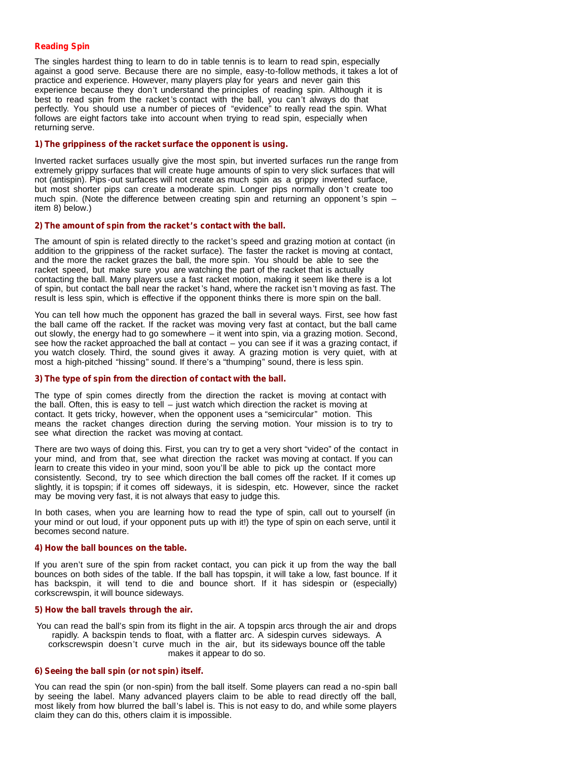## Reading Spin

The singles hardest thing to learn to do in table tennis is to learn to read spin, especially against a good serve. Because there are no simple, easy-to-follow methods, it takes a lot of practice and experience. However, many players play for years and never gain this experience because they don't understand the principles of reading spin. Although it is best to read spin from the racket's contact with the ball, you can't always do that perfectly. You should use a number of pieces of "evidence" to really read the spin. What follows are eight factors take into account when trying to read spin, especially when returning serve.

### 1) The grippiness of the racket surface the opponent is using.

Inverted racket surfaces usually give the most spin, but inverted surfaces run the range from extremely grippy surfaces that will create huge amounts of spin to very slick surfaces that will not (antispin). Pips-out surfaces will not create as much spin as a grippy inverted surface, but most shorter pips can create a moderate spin. Longer pips normally don't create too much spin. (Note the difference between creating spin and returning an opponent's spin – item 8) below.)

### 2) The amount of spin from the racket's contact with the ball.

The amount of spin is related directly to the racket's speed and grazing motion at contact (in addition to the grippiness of the racket surface). The faster the racket is moving at contact, and the more the racket grazes the ball, the more spin. You should be able to see the racket speed, but make sure you are watching the part of the racket that is actually contacting the ball. Many players use a fast racket motion, making it seem like there is a lot of spin, but contact the ball near the racket's hand, where the racket isn't moving as fast. The result is less spin, which is effective if the opponent thinks there is more spin on the ball.

You can tell how much the opponent has grazed the ball in several ways. First, see how fast the ball came off the racket. If the racket was moving very fast at contact, but the ball came out slowly, the energy had to go somewhere – it went into spin, via a grazing motion. Second, see how the racket approached the ball at contact – you can see if it was a grazing contact, if you watch closely. Third, the sound gives it away. A grazing motion is very quiet, with at most a high-pitched "hissing" sound. If there's a "thumping" sound, there is less spin.

### 3) The type of spin from the direction of contact with the ball.

The type of spin comes directly from the direction the racket is moving at contact with the ball. Often, this is easy to tell – just watch which direction the racket is moving at contact. It gets tricky, however, when the opponent uses a "semicircular" motion. This means the racket changes direction during the serving motion. Your mission is to try to see what direction the racket was moving at contact.

There are two ways of doing this. First, you can try to get a very short "video" of the contact in your mind, and from that, see what direction the racket was moving at contact. If you can learn to create this video in your mind, soon you'll be able to pick up the contact more consistently. Second, try to see which direction the ball comes off the racket. If it comes up slightly, it is topspin; if it comes off sideways, it is sidespin, etc. However, since the racket may be moving very fast, it is not always that easy to judge this.

In both cases, when you are learning how to read the type of spin, call out to yourself (in your mind or out loud, if your opponent puts up with it!) the type of spin on each serve, until it becomes second nature.

### 4) How the ball bounces on the table.

If you aren't sure of the spin from racket contact, you can pick it up from the way the ball bounces on both sides of the table. If the ball has topspin, it will take a low, fast bounce. If it has backspin, it will tend to die and bounce short. If it has sidespin or (especially) corkscrewspin, it will bounce sideways.

### 5) How the ball travels through the air.

You can read the ball's spin from its flight in the air. A topspin arcs through the air and drops rapidly. A backspin tends to float, with a flatter arc. A sidespin curves sideways. A corkscrewspin doesn't curve much in the air, but its sideways bounce off the table makes it appear to do so.

### 6) Seeing the ball spin (or not spin) itself.

You can read the spin (or non-spin) from the ball itself. Some players can read a no-spin ball by seeing the label. Many advanced players claim to be able to read directly off the ball, most likely from how blurred the ball's label is. This is not easy to do, and while some players claim they can do this, others claim it is impossible.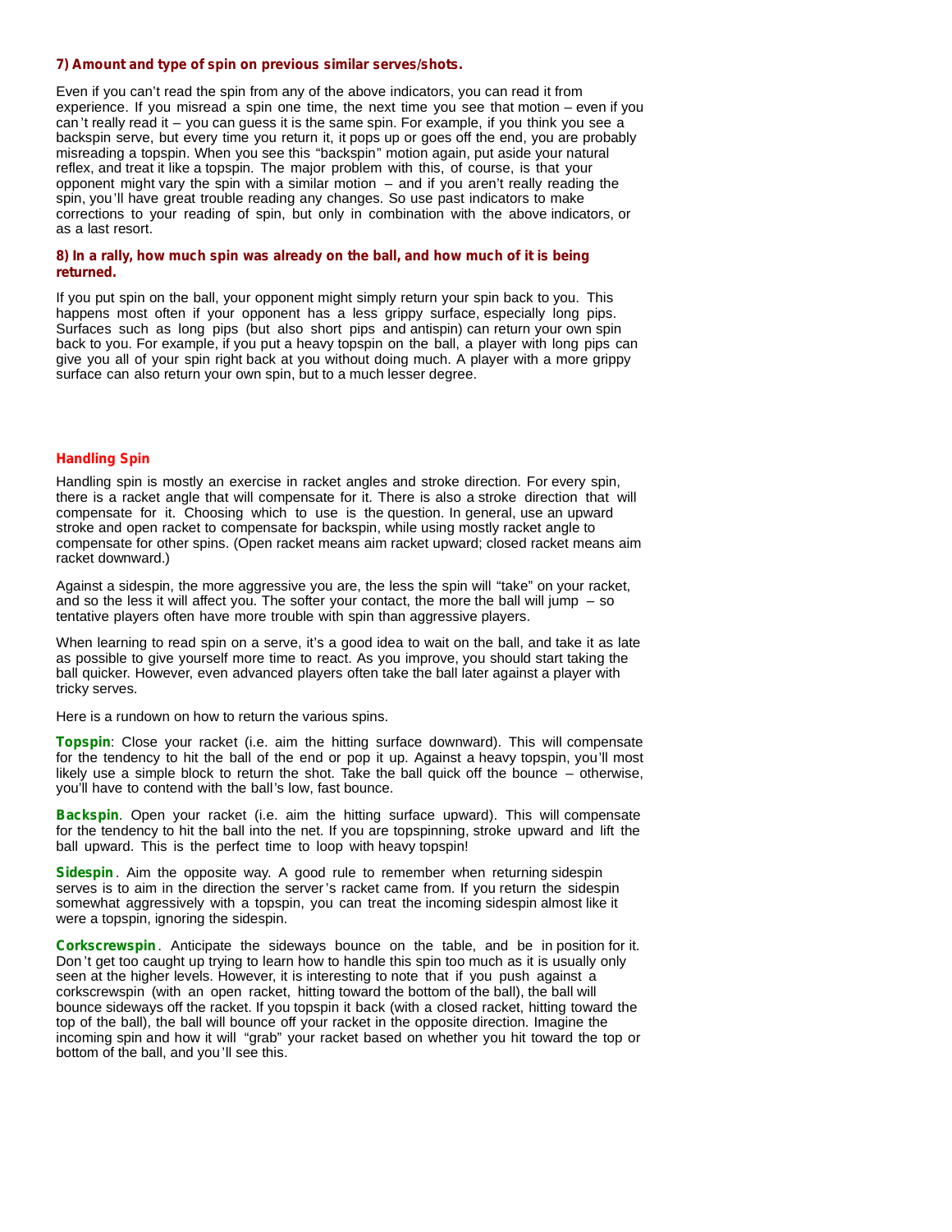#### 7) Amount and type of spin on previous similar serves/shots.

Even if you can't read the spin from any of the above indicators, you can read it from experience. If you misread a spin one time, the next time you see that motion – even if you can't really read it – you can guess it is the same spin. For example, if you think you see a backspin serve, but every time you return it, it pops up or goes off the end, you are probably misreading a topspin. When you see this "backspin" motion again, put aside your natural reflex, and treat it like a topspin. The major problem with this, of course, is that your opponent might vary the spin with a similar motion – and if you aren't really reading the spin, you'll have great trouble reading any changes. So use past indicators to make corrections to your reading of spin, but only in combination with the above indicators, or as a last resort.

#### 8) In a rally, how much spin was already on the ball, and how much of it is being returned.

If you put spin on the ball, your opponent might simply return your spin back to you. This happens most often if your opponent has a less grippy surface, especially long pips. Surfaces such as long pips (but also short pips and antispin) can return your own spin back to you. For example, if you put a heavy topspin on the ball, a player with long pips can give you all of your spin right back at you without doing much. A player with a more grippy surface can also return your own spin, but to a much lesser degree.

### Handling Spin

Handling spin is mostly an exercise in racket angles and stroke direction. For every spin, there is a racket angle that will compensate for it. There is also a stroke direction that will compensate for it. Choosing which to use is the question. In general, use an upward stroke and open racket to compensate for backspin, while using mostly racket angle to compensate for other spins. (Open racket means aim racket upward; closed racket means aim racket downward.)

Against a sidespin, the more aggressive you are, the less the spin will "take" on your racket, and so the less it will affect you. The softer your contact, the more the ball will jump – so tentative players often have more trouble with spin than aggressive players.

When learning to read spin on a serve, it's a good idea to wait on the ball, and take it as late as possible to give yourself more time to react. As you improve, you should start taking the ball quicker. However, even advanced players often take the ball later against a player with tricky serves.

Here is a rundown on how to return the various spins.

**Topspin**: Close your racket (i.e. aim the hitting surface downward). This will compensate for the tendency to hit the ball of the end or pop it up. Against a heavy topspin, you'll most likely use a simple block to return the shot. Take the ball quick off the bounce – otherwise, you'll have to contend with the ball's low, fast bounce.

**Backspin**. Open your racket (i.e. aim the hitting surface upward). This will compensate for the tendency to hit the ball into the net. If you are topspinning, stroke upward and lift the ball upward. This is the perfect time to loop with heavy topspin!

**Sidespin**. Aim the opposite way. A good rule to remember when returning sidespin serves is to aim in the direction the server's racket came from. If you return the sidespin somewhat aggressively with a topspin, you can treat the incoming sidespin almost like it were a topspin, ignoring the sidespin.

**Corkscrewspin**. Anticipate the sideways bounce on the table, and be in position for it. Don't get too caught up trying to learn how to handle this spin too much as it is usually only seen at the higher levels. However, it is interesting to note that if you push against a corkscrewspin (with an open racket, hitting toward the bottom of the ball), the ball will bounce sideways off the racket. If you topspin it back (with a closed racket, hitting toward the top of the ball), the ball will bounce off your racket in the opposite direction. Imagine the incoming spin and how it will "grab" your racket based on whether you hit toward the top or bottom of the ball, and you'll see this.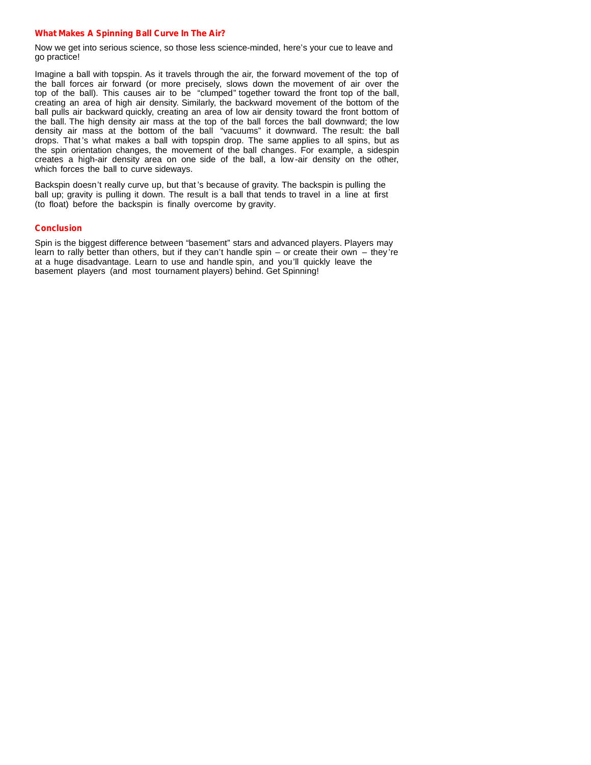## What Makes A Spinning Ball Curve In The Air?

Now we get into serious science, so those less science-minded, here's your cue to leave and go practice!

Imagine a ball with topspin. As it travels through the air, the forward movement of the top of the ball forces air forward (or more precisely, slows down the movement of air over the top of the ball). This causes air to be "clumped" together toward the front top of the ball, creating an area of high air density. Similarly, the backward movement of the bottom of the ball pulls air backward quickly, creating an area of low air density toward the front bottom of the ball. The high density air mass at the top of the ball forces the ball downward; the low density air mass at the bottom of the ball "vacuums" it downward. The result: the ball drops. That's what makes a ball with topspin drop. The same applies to all spins, but as the spin orientation changes, the movement of the ball changes. For example, a sidespin creates a high-air density area on one side of the ball, a low-air density on the other, which forces the ball to curve sideways.

Backspin doesn't really curve up, but that's because of gravity. The backspin is pulling the ball up; gravity is pulling it down. The result is a ball that tends to travel in a line at first (to float) before the backspin is finally overcome by gravity.

## Conclusion

Spin is the biggest difference between "basement" stars and advanced players. Players may learn to rally better than others, but if they can't handle spin – or create their own – they're at a huge disadvantage. Learn to use and handle spin, and you'll quickly leave the basement players (and most tournament players) behind. Get Spinning!